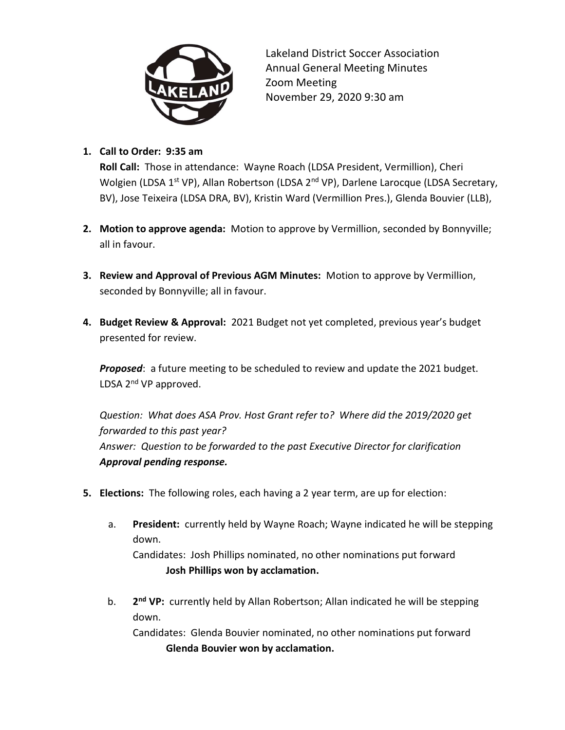Lakeland District Soccer Association
Annual General Meeting Minutes
Zoom Meeting
November 29, 2020 9:30 am

1. **Call to Order: 9:35 am**
   **Roll Call:** Those in attendance: Wayne Roach (LDSA President, Vermillion), Cheri Wolgien (LDSA 1st VP), Allan Robertson (LDSA 2nd VP), Darlene Larocque (LDSA Secretary, BV), Jose Teixeira (LDSA DRA, BV), Kristin Ward (Vermillion Pres.), Glenda Bouvier (LLB),

2. **Motion to approve agenda:** Motion to approve by Vermillion, seconded by Bonnyville; all in favour.

3. **Review and Approval of Previous AGM Minutes:** Motion to approve by Vermillion, seconded by Bonnyville; all in favour.

4. **Budget Review & Approval:** 2021 Budget not yet completed, previous year's budget presented for review.

   ***Proposed***: a future meeting to be scheduled to review and update the 2021 budget. LDSA 2nd VP approved.

   *Question: What does ASA Prov. Host Grant refer to? Where did the 2019/2020 get forwarded to this past year?*
   *Answer: Question to be forwarded to the past Executive Director for clarification*
   ***Approval pending response.***

5. **Elections:** The following roles, each having a 2 year term, are up for election:

   a. **President:** currently held by Wayne Roach; Wayne indicated he will be stepping down.
      Candidates: Josh Phillips nominated, no other nominations put forward
      **Josh Phillips won by acclamation.**

   b. **2nd VP:** currently held by Allan Robertson; Allan indicated he will be stepping down.
      Candidates: Glenda Bouvier nominated, no other nominations put forward
      **Glenda Bouvier won by acclamation.**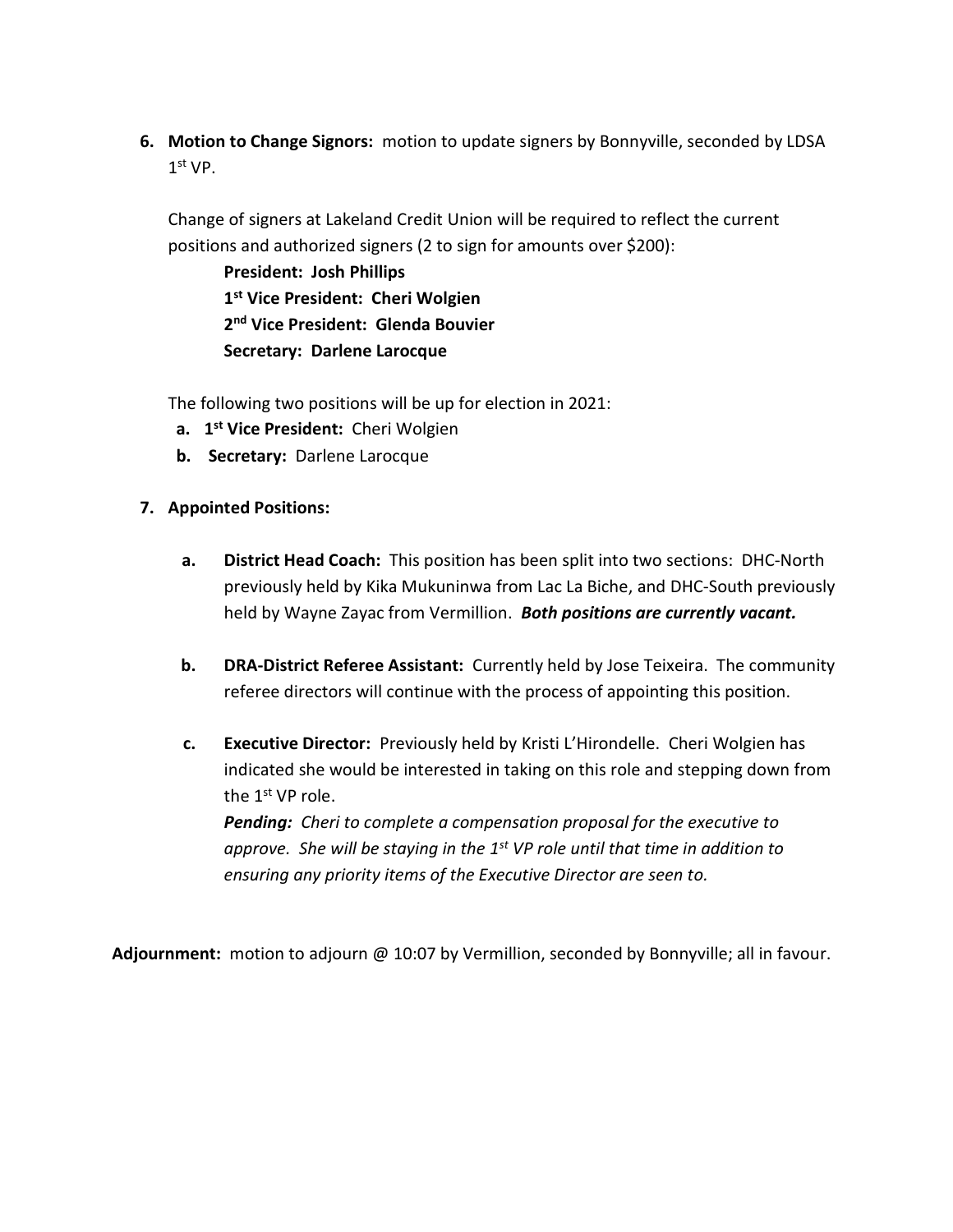6. **Motion to Change Signors:** motion to update signers by Bonnyville, seconded by LDSA 1st VP.

   Change of signers at Lakeland Credit Union will be required to reflect the current positions and authorized signers (2 to sign for amounts over $200):

   **President: Josh Phillips**
   **1st Vice President: Cheri Wolgien**
   **2nd Vice President: Glenda Bouvier**
   **Secretary: Darlene Larocque**

   The following two positions will be up for election in 2021:

   a. **1st Vice President:** Cheri Wolgien
   b. **Secretary:** Darlene Larocque

7. **Appointed Positions:**

   a. **District Head Coach:** This position has been split into two sections: DHC-North previously held by Kika Mukuninwa from Lac La Biche, and DHC-South previously held by Wayne Zayac from Vermillion. ***Both positions are currently vacant.***

   b. **DRA-District Referee Assistant:** Currently held by Jose Teixeira. The community referee directors will continue with the process of appointing this position.

   c. **Executive Director:** Previously held by Kristi L'Hirondelle. Cheri Wolgien has indicated she would be interested in taking on this role and stepping down from the 1st VP role.
   ***Pending:*** *Cheri to complete a compensation proposal for the executive to approve. She will be staying in the 1st VP role until that time in addition to ensuring any priority items of the Executive Director are seen to.*

**Adjournment:** motion to adjourn @ 10:07 by Vermillion, seconded by Bonnyville; all in favour.